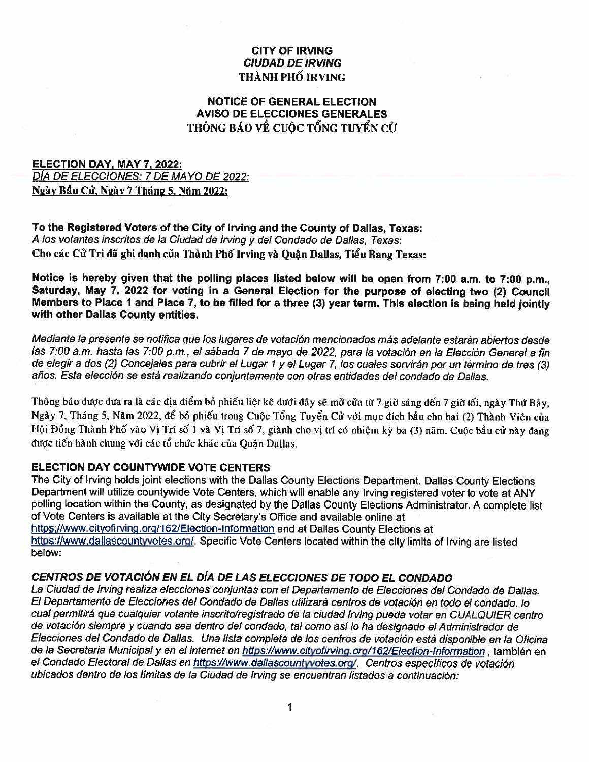**CITY OF IRVING**
***CIUDAD DE IRVING***
**THÀNH PHỐ IRVING**

# NOTICE OF GENERAL ELECTION
# AVISO DE ELECCIONES GENERALES
# THÔNG BÁO VỀ CUỘC TỔNG TUYỂN CỬ

**ELECTION DAY, MAY 7, 2022:**
*DÍA DE ELECCIONES: 7 DE MAYO DE 2022:*
**Ngày Bầu Cử, Ngày 7 Tháng 5, Năm 2022:**

**To the Registered Voters of the City of Irving and the County of Dallas, Texas:**
*A los votantes inscritos de la Ciudad de Irving y del Condado de Dallas, Texas:*
**Cho các Cử Tri đã ghi danh của Thành Phố Irving và Quận Dallas, Tiểu Bang Texas:**

**Notice is hereby given that the polling places listed below will be open from 7:00 a.m. to 7:00 p.m., Saturday, May 7, 2022 for voting in a General Election for the purpose of electing two (2) Council Members to Place 1 and Place 7, to be filled for a three (3) year term. This election is being held jointly with other Dallas County entities.**

*Mediante la presente se notifica que los lugares de votación mencionados más adelante estarán abiertos desde las 7:00 a.m. hasta las 7:00 p.m., el sábado 7 de mayo de 2022, para la votación en la Elección General a fin de elegir a dos (2) Concejales para cubrir el Lugar 1 y el Lugar 7, los cuales servirán por un término de tres (3) años. Esta elección se está realizando conjuntamente con otras entidades del condado de Dallas.*

Thông báo được đưa ra là các địa điểm bỏ phiếu liệt kê dưới đây sẽ mở cửa từ 7 giờ sáng đến 7 giờ tối, ngày Thứ Bảy, Ngày 7, Tháng 5, Năm 2022, để bỏ phiếu trong Cuộc Tổng Tuyển Cử với mục đích bầu cho hai (2) Thành Viên của Hội Đồng Thành Phố vào Vị Trí số 1 và Vị Trí số 7, giành cho vị trí có nhiệm kỳ ba (3) năm. Cuộc bầu cử này đang được tiến hành chung với các tổ chức khác của Quận Dallas.

## ELECTION DAY COUNTYWIDE VOTE CENTERS

The City of Irving holds joint elections with the Dallas County Elections Department. Dallas County Elections Department will utilize countywide Vote Centers, which will enable any Irving registered voter to vote at ANY polling location within the County, as designated by the Dallas County Elections Administrator. A complete list of Vote Centers is available at the City Secretary's Office and available online at https://www.cityofirving.org/162/Election-Information and at Dallas County Elections at https://www.dallascountyvotes.org/. Specific Vote Centers located within the city limits of Irving are listed below:

## *CENTROS DE VOTACIÓN EN EL DÍA DE LAS ELECCIONES DE TODO EL CONDADO*

*La Ciudad de Irving realiza elecciones conjuntas con el Departamento de Elecciones del Condado de Dallas. El Departamento de Elecciones del Condado de Dallas utilizará centros de votación en todo el condado, lo cual permitirá que cualquier votante inscrito/registrado de la ciudad Irving pueda votar en CUALQUIER centro de votación siempre y cuando sea dentro del condado, tal como así lo ha designado el Administrador de Elecciones del Condado de Dallas. Una lista completa de los centros de votación está disponible en la Oficina de la Secretaria Municipal y en el internet en https://www.cityofirving.org/162/Election-Information , también en el Condado Electoral de Dallas en https://www.dallascountyvotes.org/. Centros específicos de votación ubicados dentro de los límites de la Ciudad de Irving se encuentran listados a continuación:*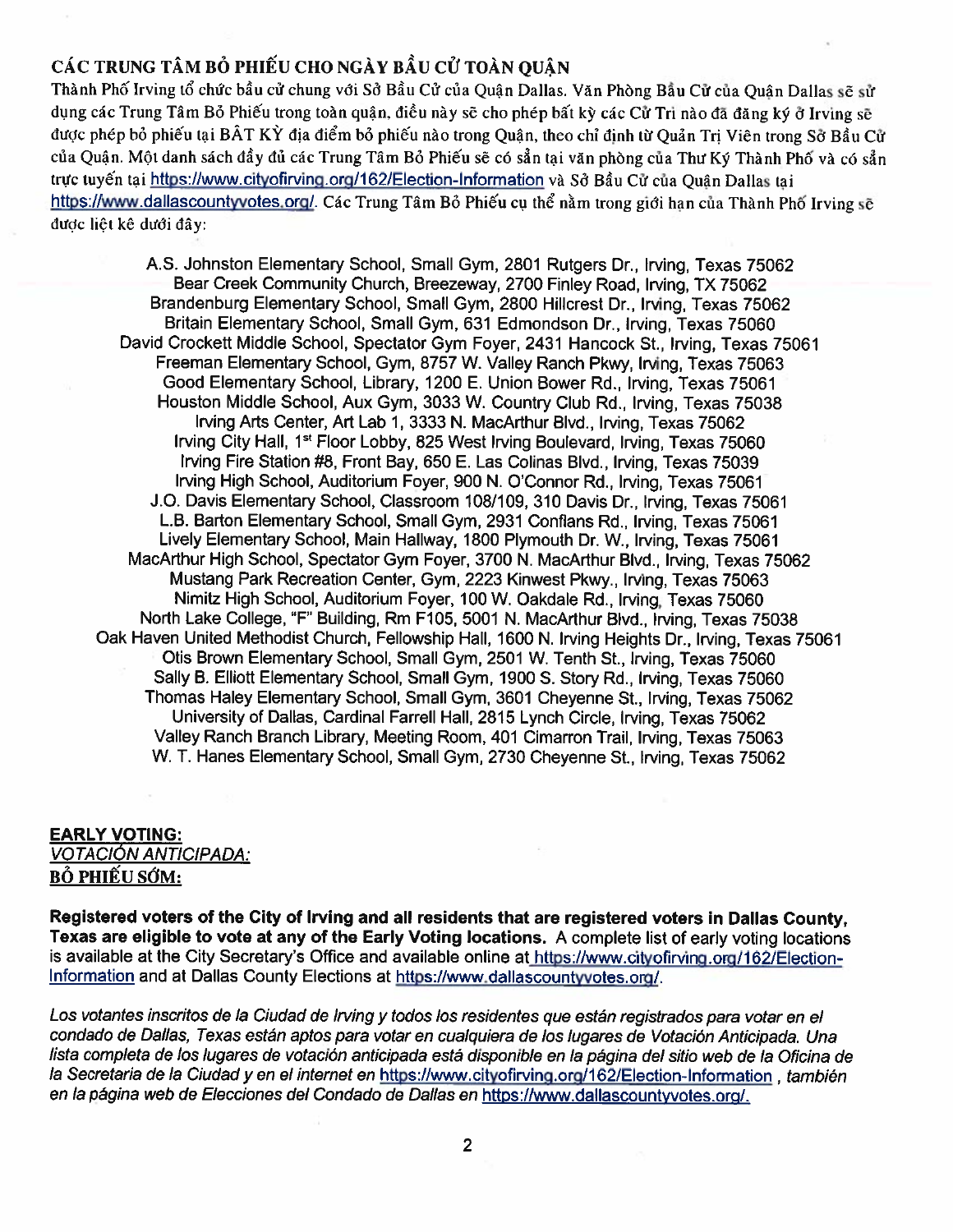## CÁC TRUNG TÂM BỎ PHIẾU CHO NGÀY BẦU CỬ TOÀN QUẬN

Thành Phố Irving tổ chức bầu cử chung với Sở Bầu Cử của Quận Dallas. Văn Phòng Bầu Cử của Quận Dallas sẽ sử dụng các Trung Tâm Bỏ Phiếu trong toàn quận, điều này sẽ cho phép bất kỳ các Cử Tri nào đã đăng ký ở Irving sẽ được phép bỏ phiếu tại BẤT KỲ địa điểm bỏ phiếu nào trong Quận, theo chỉ định từ Quản Trị Viên trong Sở Bầu Cử của Quận. Một danh sách đầy đủ các Trung Tâm Bỏ Phiếu sẽ có sẵn tại văn phòng của Thư Ký Thành Phố và có sẵn trực tuyến tại https://www.cityofirving.org/162/Election-Information và Sở Bầu Cử của Quận Dallas tại https://www.dallascountyvotes.org/. Các Trung Tâm Bỏ Phiếu cụ thể nằm trong giới hạn của Thành Phố Irving sẽ được liệt kê dưới đây:

A.S. Johnston Elementary School, Small Gym, 2801 Rutgers Dr., Irving, Texas 75062
Bear Creek Community Church, Breezeway, 2700 Finley Road, Irving, TX 75062
Brandenburg Elementary School, Small Gym, 2800 Hillcrest Dr., Irving, Texas 75062
Britain Elementary School, Small Gym, 631 Edmondson Dr., Irving, Texas 75060
David Crockett Middle School, Spectator Gym Foyer, 2431 Hancock St., Irving, Texas 75061
Freeman Elementary School, Gym, 8757 W. Valley Ranch Pkwy, Irving, Texas 75063
Good Elementary School, Library, 1200 E. Union Bower Rd., Irving, Texas 75061
Houston Middle School, Aux Gym, 3033 W. Country Club Rd., Irving, Texas 75038
Irving Arts Center, Art Lab 1, 3333 N. MacArthur Blvd., Irving, Texas 75062
Irving City Hall, 1st Floor Lobby, 825 West Irving Boulevard, Irving, Texas 75060
Irving Fire Station #8, Front Bay, 650 E. Las Colinas Blvd., Irving, Texas 75039
Irving High School, Auditorium Foyer, 900 N. O'Connor Rd., Irving, Texas 75061
J.O. Davis Elementary School, Classroom 108/109, 310 Davis Dr., Irving, Texas 75061
L.B. Barton Elementary School, Small Gym, 2931 Conflans Rd., Irving, Texas 75061
Lively Elementary School, Main Hallway, 1800 Plymouth Dr. W., Irving, Texas 75061
MacArthur High School, Spectator Gym Foyer, 3700 N. MacArthur Blvd., Irving, Texas 75062
Mustang Park Recreation Center, Gym, 2223 Kinwest Pkwy., Irving, Texas 75063
Nimitz High School, Auditorium Foyer, 100 W. Oakdale Rd., Irving, Texas 75060
North Lake College, "F" Building, Rm F105, 5001 N. MacArthur Blvd., Irving, Texas 75038
Oak Haven United Methodist Church, Fellowship Hall, 1600 N. Irving Heights Dr., Irving, Texas 75061
Otis Brown Elementary School, Small Gym, 2501 W. Tenth St., Irving, Texas 75060
Sally B. Elliott Elementary School, Small Gym, 1900 S. Story Rd., Irving, Texas 75060
Thomas Haley Elementary School, Small Gym, 3601 Cheyenne St., Irving, Texas 75062
University of Dallas, Cardinal Farrell Hall, 2815 Lynch Circle, Irving, Texas 75062
Valley Ranch Branch Library, Meeting Room, 401 Cimarron Trail, Irving, Texas 75063
W. T. Hanes Elementary School, Small Gym, 2730 Cheyenne St., Irving, Texas 75062

**EARLY VOTING:**
*VOTACIÓN ANTICIPADA:*
**BỎ PHIẾU SỚM:**

**Registered voters of the City of Irving and all residents that are registered voters in Dallas County, Texas are eligible to vote at any of the Early Voting locations.** A complete list of early voting locations is available at the City Secretary's Office and available online at https://www.cityofirving.org/162/Election-Information and at Dallas County Elections at https://www.dallascountyvotes.org/.

*Los votantes inscritos de la Ciudad de Irving y todos los residentes que están registrados para votar en el condado de Dallas, Texas están aptos para votar en cualquiera de los lugares de Votación Anticipada. Una lista completa de los lugares de votación anticipada está disponible en la página del sitio web de la Oficina de la Secretaria de la Ciudad y en el internet en https://www.cityofirving.org/162/Election-Information , también en la página web de Elecciones del Condado de Dallas en https://www.dallascountyvotes.org/.*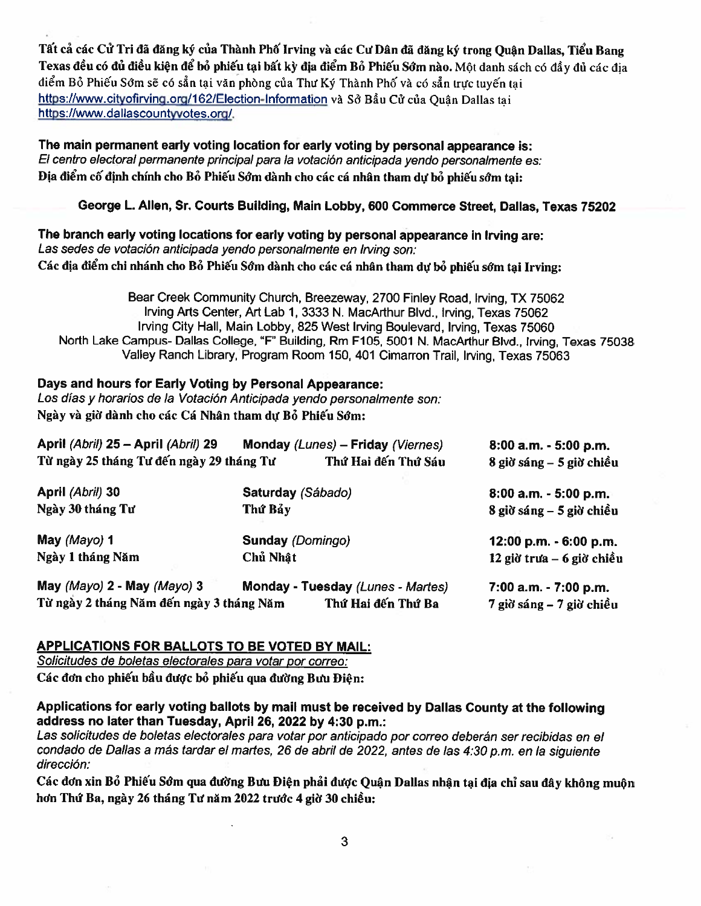**Tất cả các Cử Tri đã đăng ký của Thành Phố Irving và các Cư Dân đã đăng ký trong Quận Dallas, Tiểu Bang Texas đều có đủ điều kiện để bỏ phiếu tại bất kỳ địa điểm Bỏ Phiếu Sớm nào.** Một danh sách có đầy đủ các địa điểm Bỏ Phiếu Sớm sẽ có sẵn tại văn phòng của Thư Ký Thành Phố và có sẵn trực tuyến tại https://www.cityofirving.org/162/Election-Information và Sở Bầu Cử của Quận Dallas tại https://www.dallascountyvotes.org/.

**The main permanent early voting location for early voting by personal appearance is:**
*El centro electoral permanente principal para la votación anticipada yendo personalmente es:*
**Địa điểm cố định chính cho Bỏ Phiếu Sớm dành cho các cá nhân tham dự bỏ phiếu sớm tại:**

**George L. Allen, Sr. Courts Building, Main Lobby, 600 Commerce Street, Dallas, Texas 75202**

**The branch early voting locations for early voting by personal appearance in Irving are:**
*Las sedes de votación anticipada yendo personalmente en Irving son:*
**Các địa điểm chi nhánh cho Bỏ Phiếu Sớm dành cho các cá nhân tham dự bỏ phiếu sớm tại Irving:**

Bear Creek Community Church, Breezeway, 2700 Finley Road, Irving, TX 75062
Irving Arts Center, Art Lab 1, 3333 N. MacArthur Blvd., Irving, Texas 75062
Irving City Hall, Main Lobby, 825 West Irving Boulevard, Irving, Texas 75060
North Lake Campus- Dallas College, "F" Building, Rm F105, 5001 N. MacArthur Blvd., Irving, Texas 75038
Valley Ranch Library, Program Room 150, 401 Cimarron Trail, Irving, Texas 75063

**Days and hours for Early Voting by Personal Appearance:**
*Los días y horarios de la Votación Anticipada yendo personalmente son:*
**Ngày và giờ dành cho các Cá Nhân tham dự Bỏ Phiếu Sớm:**

| | | |
|---|---|---|
| **April** *(Abril)* **25 – April** *(Abril)* **29**<br>**Từ ngày 25 tháng Tư đến ngày 29 tháng Tư** | **Monday** *(Lunes)* **– Friday** *(Viernes)*<br>**Thứ Hai đến Thứ Sáu** | **8:00 a.m. - 5:00 p.m.**<br>**8 giờ sáng – 5 giờ chiều** |
| **April** *(Abril)* **30**<br>**Ngày 30 tháng Tư** | **Saturday** *(Sábado)*<br>**Thứ Bảy** | **8:00 a.m. - 5:00 p.m.**<br>**8 giờ sáng – 5 giờ chiều** |
| **May** *(Mayo)* **1**<br>**Ngày 1 tháng Năm** | **Sunday** *(Domingo)*<br>**Chủ Nhật** | **12:00 p.m. - 6:00 p.m.**<br>**12 giờ trưa – 6 giờ chiều** |
| **May** *(Mayo)* **2 - May** *(Mayo)* **3**<br>**Từ ngày 2 tháng Năm đến ngày 3 tháng Năm** | **Monday - Tuesday** *(Lunes - Martes)*<br>**Thứ Hai đến Thứ Ba** | **7:00 a.m. - 7:00 p.m.**<br>**7 giờ sáng – 7 giờ chiều** |

**APPLICATIONS FOR BALLOTS TO BE VOTED BY MAIL:**
*Solicitudes de boletas electorales para votar por correo:*
**Các đơn cho phiếu bầu được bỏ phiếu qua đường Bưu Điện:**

**Applications for early voting ballots by mail must be received by Dallas County at the following address no later than Tuesday, April 26, 2022 by 4:30 p.m.:**
*Las solicitudes de boletas electorales para votar por anticipado por correo deberán ser recibidas en el condado de Dallas a más tardar el martes, 26 de abril de 2022, antes de las 4:30 p.m. en la siguiente dirección:*
**Các đơn xin Bỏ Phiếu Sớm qua đường Bưu Điện phải được Quận Dallas nhận tại địa chỉ sau đây không muộn hơn Thứ Ba, ngày 26 tháng Tư năm 2022 trước 4 giờ 30 chiều:**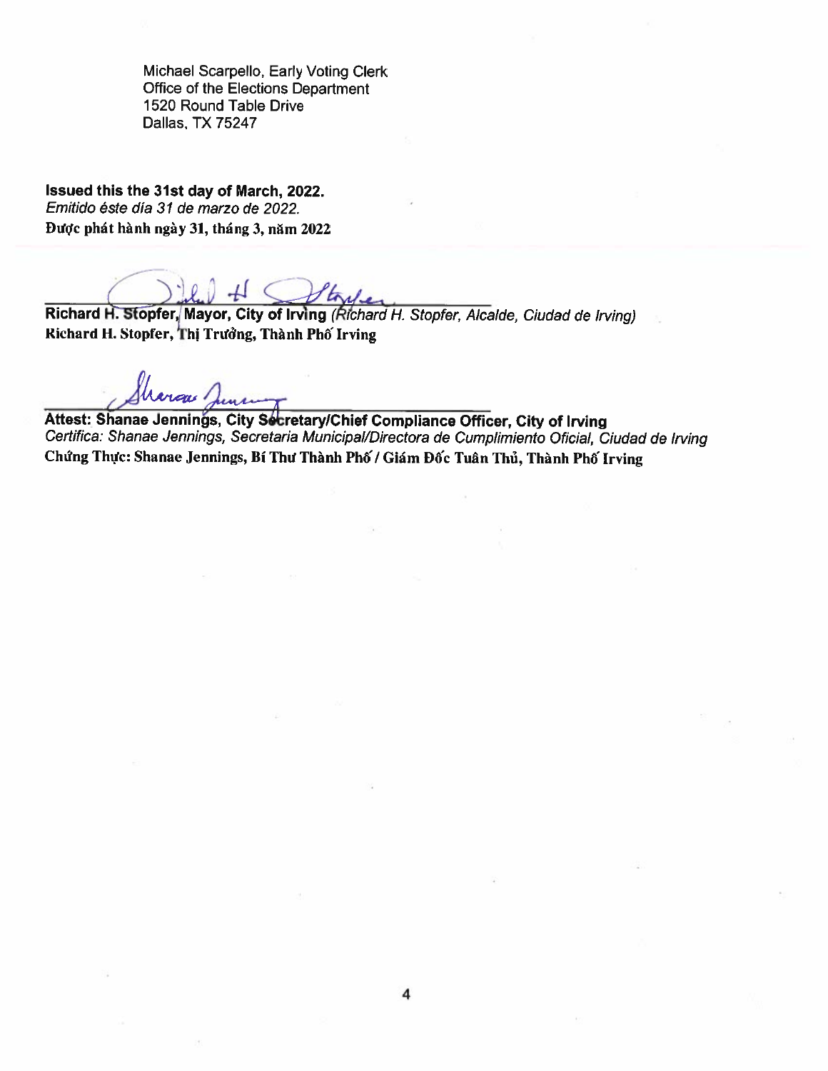Michael Scarpello, Early Voting Clerk
Office of the Elections Department
1520 Round Table Drive
Dallas, TX 75247

**Issued this the 31st day of March, 2022.**
*Emitido éste día 31 de marzo de 2022.*
**Được phát hành ngày 31, tháng 3, năm 2022**

**Richard H. Stopfer, Mayor, City of Irving** *(Richard H. Stopfer, Alcalde, Ciudad de Irving)*
**Richard H. Stopfer, Thị Trưởng, Thành Phố Irving**

**Attest: Shanae Jennings, City Secretary/Chief Compliance Officer, City of Irving**
*Certifica: Shanae Jennings, Secretaria Municipal/Directora de Cumplimiento Oficial, Ciudad de Irving*
**Chứng Thực: Shanae Jennings, Bí Thư Thành Phố / Giám Đốc Tuân Thủ, Thành Phố Irving**